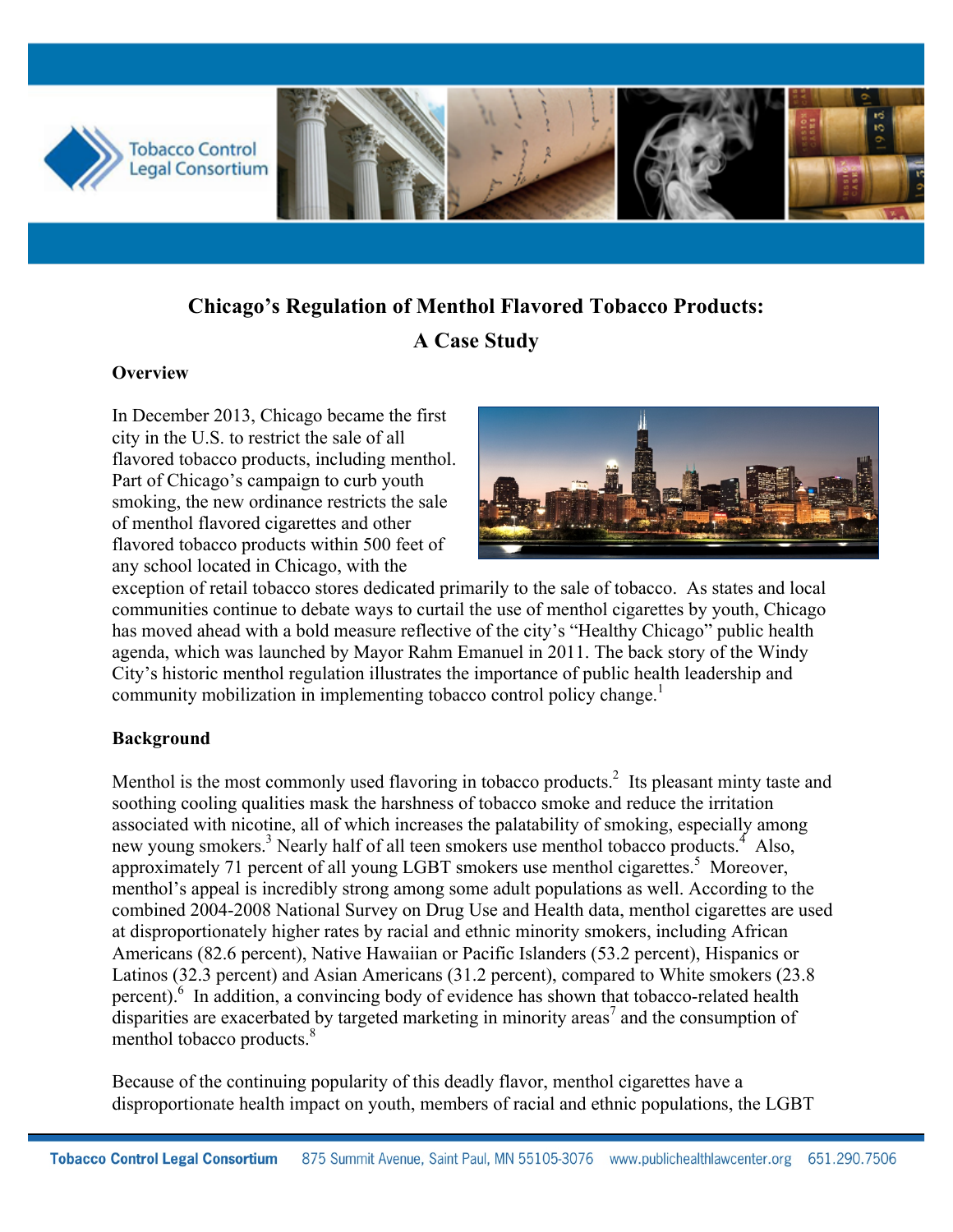# Chicago's Regulation of Menthol Flavored Tobacco Products: A Case Study

## Overview

In December 2013, Chicago became the first city in the U.S. to restrict the sale of all flavored tobacco products, including menthol. Part of Chicago's campaign to curb youth smoking, the new ordinance restricts the sale of menthol flavored cigarettes and other flavored tobacco products within 500 feet of any school located in Chicago, with the exception of retail tobacco stores dedicated primarily to the sale of tobacco. As states and local communities continue to debate ways to curtail the use of menthol cigarettes by youth, Chicago has moved ahead with a bold measure reflective of the city's "Healthy Chicago" public health agenda, which was launched by Mayor Rahm Emanuel in 2011. The back story of the Windy City's historic menthol regulation illustrates the importance of public health leadership and community mobilization in implementing tobacco control policy change.[1]

## Background

Menthol is the most commonly used flavoring in tobacco products.[2] Its pleasant minty taste and soothing cooling qualities mask the harshness of tobacco smoke and reduce the irritation associated with nicotine, all of which increases the palatability of smoking, especially among new young smokers.[3] Nearly half of all teen smokers use menthol tobacco products.[4] Also, approximately 71 percent of all young LGBT smokers use menthol cigarettes.[5] Moreover, menthol's appeal is incredibly strong among some adult populations as well. According to the combined 2004-2008 National Survey on Drug Use and Health data, menthol cigarettes are used at disproportionately higher rates by racial and ethnic minority smokers, including African Americans (82.6 percent), Native Hawaiian or Pacific Islanders (53.2 percent), Hispanics or Latinos (32.3 percent) and Asian Americans (31.2 percent), compared to White smokers (23.8 percent).[6] In addition, a convincing body of evidence has shown that tobacco-related health disparities are exacerbated by targeted marketing in minority areas[7] and the consumption of menthol tobacco products.[8]

Because of the continuing popularity of this deadly flavor, menthol cigarettes have a disproportionate health impact on youth, members of racial and ethnic populations, the LGBT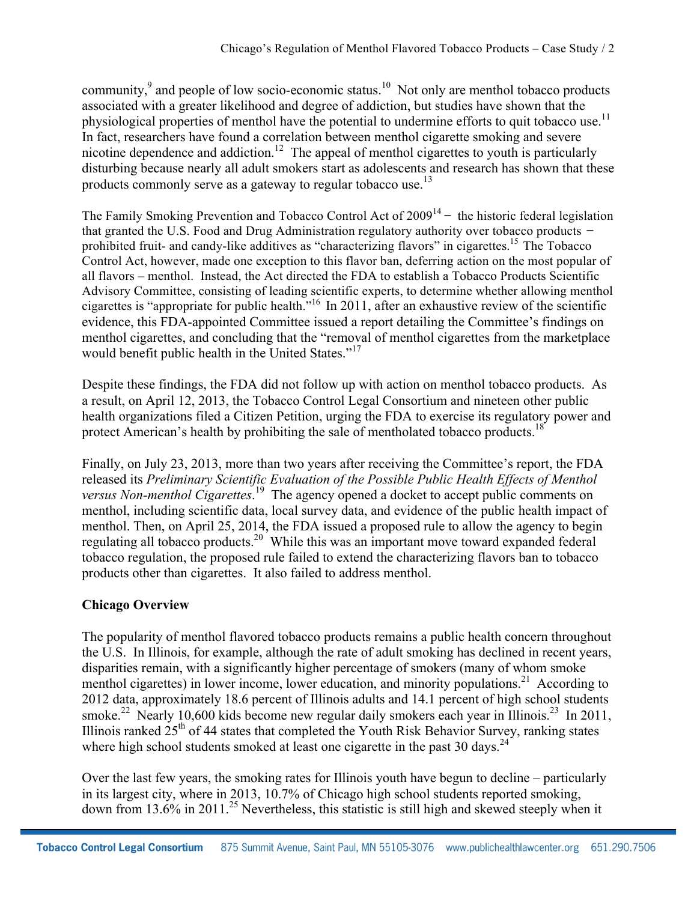community,[9] and people of low socio-economic status.[10] Not only are menthol tobacco products associated with a greater likelihood and degree of addiction, but studies have shown that the physiological properties of menthol have the potential to undermine efforts to quit tobacco use.[11] In fact, researchers have found a correlation between menthol cigarette smoking and severe nicotine dependence and addiction.[12] The appeal of menthol cigarettes to youth is particularly disturbing because nearly all adult smokers start as adolescents and research has shown that these products commonly serve as a gateway to regular tobacco use.[13]

The Family Smoking Prevention and Tobacco Control Act of 2009[14] – the historic federal legislation that granted the U.S. Food and Drug Administration regulatory authority over tobacco products – prohibited fruit- and candy-like additives as "characterizing flavors" in cigarettes.[15] The Tobacco Control Act, however, made one exception to this flavor ban, deferring action on the most popular of all flavors – menthol. Instead, the Act directed the FDA to establish a Tobacco Products Scientific Advisory Committee, consisting of leading scientific experts, to determine whether allowing menthol cigarettes is "appropriate for public health."[16] In 2011, after an exhaustive review of the scientific evidence, this FDA-appointed Committee issued a report detailing the Committee's findings on menthol cigarettes, and concluding that the "removal of menthol cigarettes from the marketplace would benefit public health in the United States."[17]

Despite these findings, the FDA did not follow up with action on menthol tobacco products. As a result, on April 12, 2013, the Tobacco Control Legal Consortium and nineteen other public health organizations filed a Citizen Petition, urging the FDA to exercise its regulatory power and protect American's health by prohibiting the sale of mentholated tobacco products.[18]

Finally, on July 23, 2013, more than two years after receiving the Committee's report, the FDA released its *Preliminary Scientific Evaluation of the Possible Public Health Effects of Menthol versus Non-menthol Cigarettes*.[19] The agency opened a docket to accept public comments on menthol, including scientific data, local survey data, and evidence of the public health impact of menthol. Then, on April 25, 2014, the FDA issued a proposed rule to allow the agency to begin regulating all tobacco products.[20] While this was an important move toward expanded federal tobacco regulation, the proposed rule failed to extend the characterizing flavors ban to tobacco products other than cigarettes. It also failed to address menthol.

**Chicago Overview**

The popularity of menthol flavored tobacco products remains a public health concern throughout the U.S. In Illinois, for example, although the rate of adult smoking has declined in recent years, disparities remain, with a significantly higher percentage of smokers (many of whom smoke menthol cigarettes) in lower income, lower education, and minority populations.[21] According to 2012 data, approximately 18.6 percent of Illinois adults and 14.1 percent of high school students smoke.[22] Nearly 10,600 kids become new regular daily smokers each year in Illinois.[23] In 2011, Illinois ranked 25th of 44 states that completed the Youth Risk Behavior Survey, ranking states where high school students smoked at least one cigarette in the past 30 days.[24]

Over the last few years, the smoking rates for Illinois youth have begun to decline – particularly in its largest city, where in 2013, 10.7% of Chicago high school students reported smoking, down from 13.6% in 2011.[25] Nevertheless, this statistic is still high and skewed steeply when it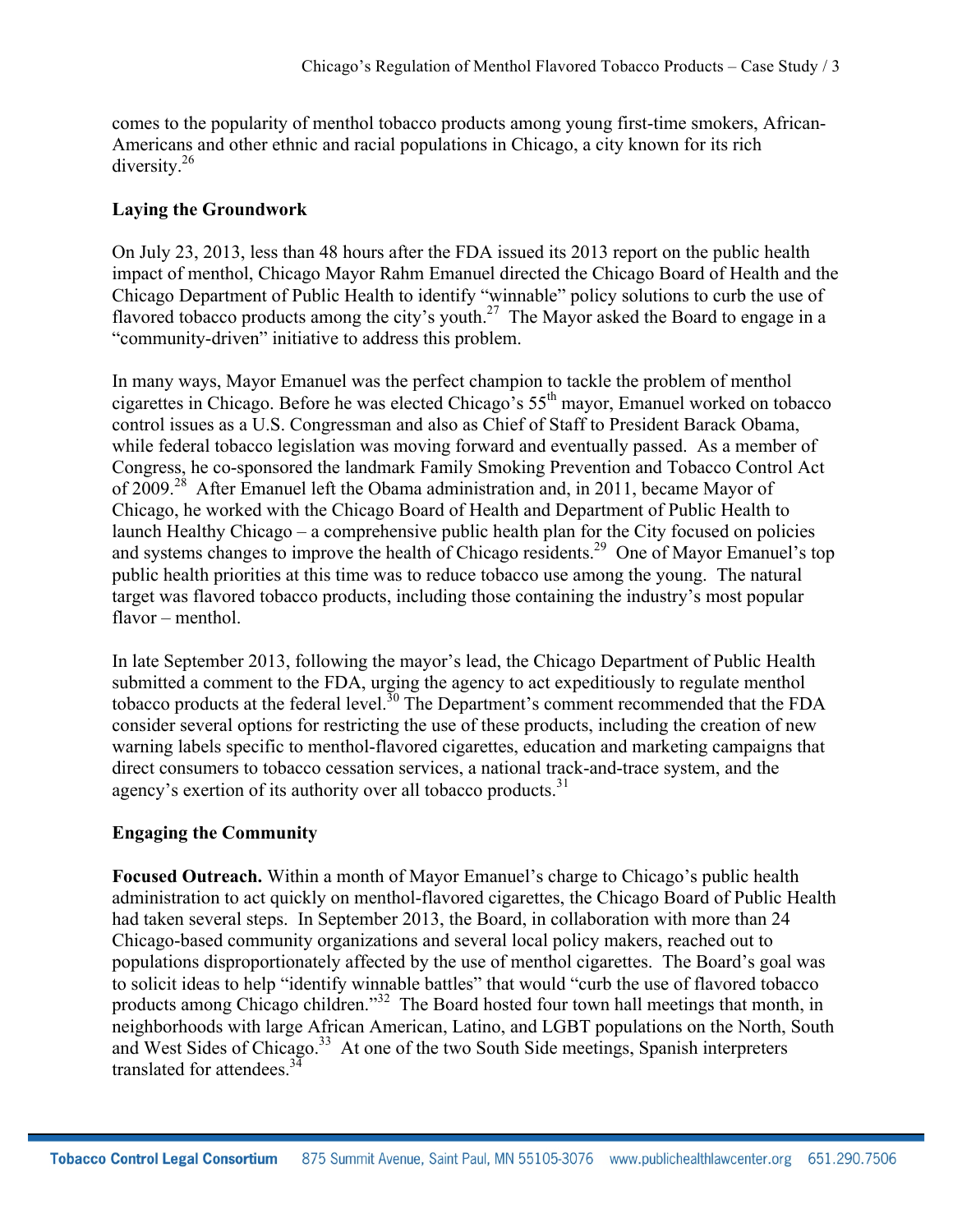comes to the popularity of menthol tobacco products among young first-time smokers, African-Americans and other ethnic and racial populations in Chicago, a city known for its rich diversity.[26]

## Laying the Groundwork

On July 23, 2013, less than 48 hours after the FDA issued its 2013 report on the public health impact of menthol, Chicago Mayor Rahm Emanuel directed the Chicago Board of Health and the Chicago Department of Public Health to identify "winnable" policy solutions to curb the use of flavored tobacco products among the city's youth.[27] The Mayor asked the Board to engage in a "community-driven" initiative to address this problem.

In many ways, Mayor Emanuel was the perfect champion to tackle the problem of menthol cigarettes in Chicago. Before he was elected Chicago's 55th mayor, Emanuel worked on tobacco control issues as a U.S. Congressman and also as Chief of Staff to President Barack Obama, while federal tobacco legislation was moving forward and eventually passed. As a member of Congress, he co-sponsored the landmark Family Smoking Prevention and Tobacco Control Act of 2009.[28] After Emanuel left the Obama administration and, in 2011, became Mayor of Chicago, he worked with the Chicago Board of Health and Department of Public Health to launch Healthy Chicago – a comprehensive public health plan for the City focused on policies and systems changes to improve the health of Chicago residents.[29] One of Mayor Emanuel's top public health priorities at this time was to reduce tobacco use among the young. The natural target was flavored tobacco products, including those containing the industry's most popular flavor – menthol.

In late September 2013, following the mayor's lead, the Chicago Department of Public Health submitted a comment to the FDA, urging the agency to act expeditiously to regulate menthol tobacco products at the federal level.[30] The Department's comment recommended that the FDA consider several options for restricting the use of these products, including the creation of new warning labels specific to menthol-flavored cigarettes, education and marketing campaigns that direct consumers to tobacco cessation services, a national track-and-trace system, and the agency's exertion of its authority over all tobacco products.[31]

## Engaging the Community

**Focused Outreach.** Within a month of Mayor Emanuel's charge to Chicago's public health administration to act quickly on menthol-flavored cigarettes, the Chicago Board of Public Health had taken several steps. In September 2013, the Board, in collaboration with more than 24 Chicago-based community organizations and several local policy makers, reached out to populations disproportionately affected by the use of menthol cigarettes. The Board's goal was to solicit ideas to help "identify winnable battles" that would "curb the use of flavored tobacco products among Chicago children."[32] The Board hosted four town hall meetings that month, in neighborhoods with large African American, Latino, and LGBT populations on the North, South and West Sides of Chicago.[33] At one of the two South Side meetings, Spanish interpreters translated for attendees.[34]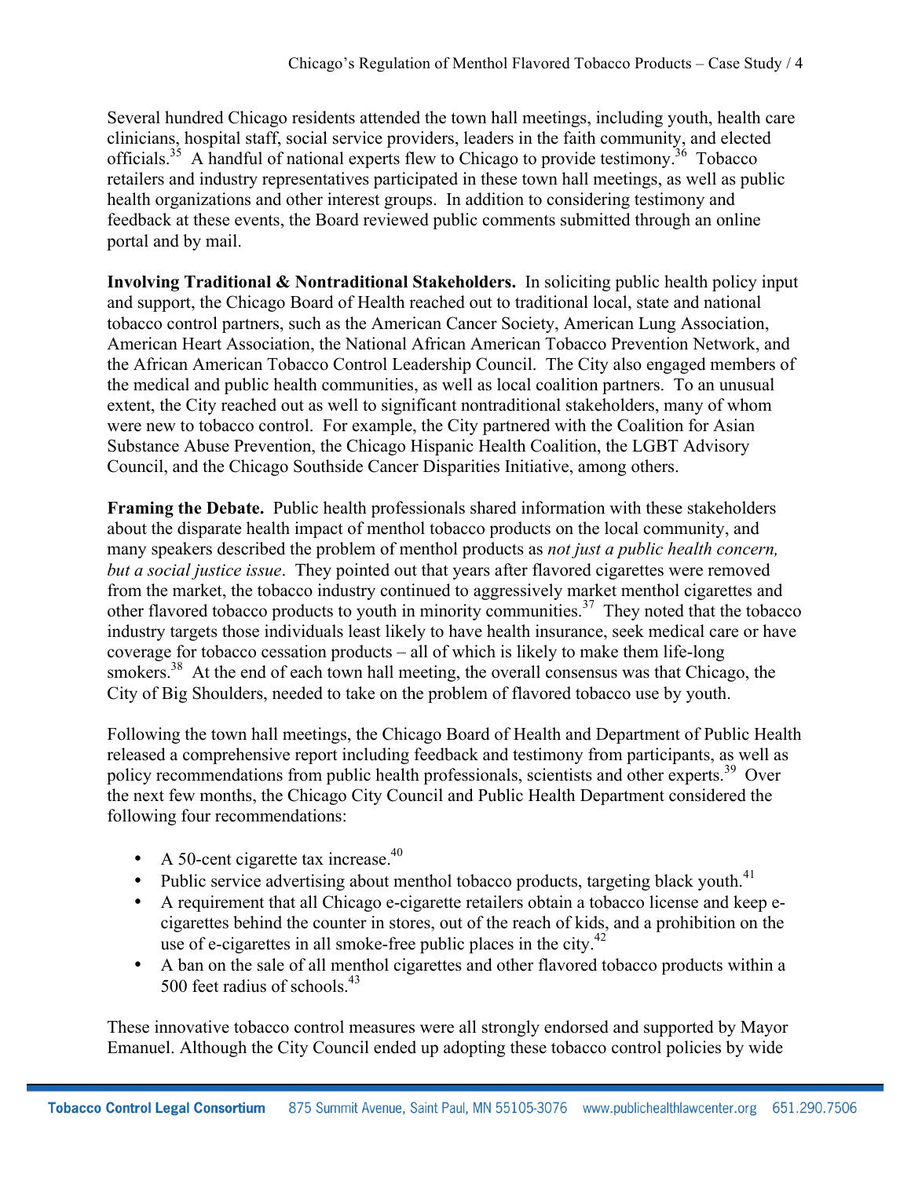Several hundred Chicago residents attended the town hall meetings, including youth, health care clinicians, hospital staff, social service providers, leaders in the faith community, and elected officials.[35] A handful of national experts flew to Chicago to provide testimony.[36] Tobacco retailers and industry representatives participated in these town hall meetings, as well as public health organizations and other interest groups. In addition to considering testimony and feedback at these events, the Board reviewed public comments submitted through an online portal and by mail.

**Involving Traditional & Nontraditional Stakeholders.** In soliciting public health policy input and support, the Chicago Board of Health reached out to traditional local, state and national tobacco control partners, such as the American Cancer Society, American Lung Association, American Heart Association, the National African American Tobacco Prevention Network, and the African American Tobacco Control Leadership Council. The City also engaged members of the medical and public health communities, as well as local coalition partners. To an unusual extent, the City reached out as well to significant nontraditional stakeholders, many of whom were new to tobacco control. For example, the City partnered with the Coalition for Asian Substance Abuse Prevention, the Chicago Hispanic Health Coalition, the LGBT Advisory Council, and the Chicago Southside Cancer Disparities Initiative, among others.

**Framing the Debate.** Public health professionals shared information with these stakeholders about the disparate health impact of menthol tobacco products on the local community, and many speakers described the problem of menthol products as *not just a public health concern, but a social justice issue*. They pointed out that years after flavored cigarettes were removed from the market, the tobacco industry continued to aggressively market menthol cigarettes and other flavored tobacco products to youth in minority communities.[37] They noted that the tobacco industry targets those individuals least likely to have health insurance, seek medical care or have coverage for tobacco cessation products – all of which is likely to make them life-long smokers.[38] At the end of each town hall meeting, the overall consensus was that Chicago, the City of Big Shoulders, needed to take on the problem of flavored tobacco use by youth.

Following the town hall meetings, the Chicago Board of Health and Department of Public Health released a comprehensive report including feedback and testimony from participants, as well as policy recommendations from public health professionals, scientists and other experts.[39] Over the next few months, the Chicago City Council and Public Health Department considered the following four recommendations:

- A 50-cent cigarette tax increase.[40]
- Public service advertising about menthol tobacco products, targeting black youth.[41]
- A requirement that all Chicago e-cigarette retailers obtain a tobacco license and keep e-cigarettes behind the counter in stores, out of the reach of kids, and a prohibition on the use of e-cigarettes in all smoke-free public places in the city.[42]
- A ban on the sale of all menthol cigarettes and other flavored tobacco products within a 500 feet radius of schools.[43]

These innovative tobacco control measures were all strongly endorsed and supported by Mayor Emanuel. Although the City Council ended up adopting these tobacco control policies by wide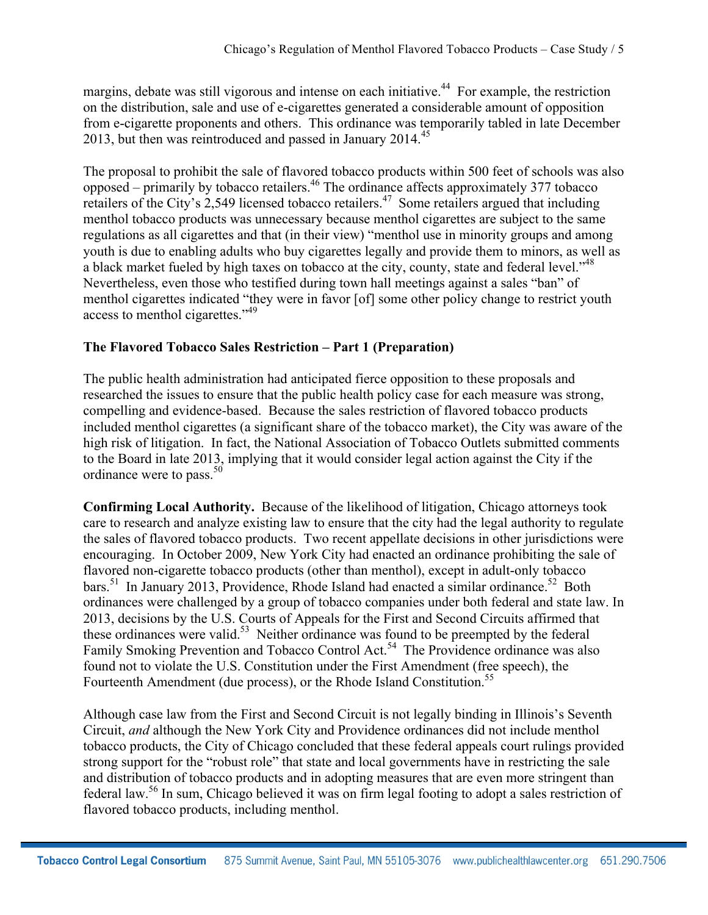margins, debate was still vigorous and intense on each initiative.[44] For example, the restriction on the distribution, sale and use of e-cigarettes generated a considerable amount of opposition from e-cigarette proponents and others. This ordinance was temporarily tabled in late December 2013, but then was reintroduced and passed in January 2014.[45]

The proposal to prohibit the sale of flavored tobacco products within 500 feet of schools was also opposed – primarily by tobacco retailers.[46] The ordinance affects approximately 377 tobacco retailers of the City's 2,549 licensed tobacco retailers.[47] Some retailers argued that including menthol tobacco products was unnecessary because menthol cigarettes are subject to the same regulations as all cigarettes and that (in their view) "menthol use in minority groups and among youth is due to enabling adults who buy cigarettes legally and provide them to minors, as well as a black market fueled by high taxes on tobacco at the city, county, state and federal level."[48] Nevertheless, even those who testified during town hall meetings against a sales "ban" of menthol cigarettes indicated "they were in favor [of] some other policy change to restrict youth access to menthol cigarettes."[49]

### The Flavored Tobacco Sales Restriction – Part 1 (Preparation)

The public health administration had anticipated fierce opposition to these proposals and researched the issues to ensure that the public health policy case for each measure was strong, compelling and evidence-based. Because the sales restriction of flavored tobacco products included menthol cigarettes (a significant share of the tobacco market), the City was aware of the high risk of litigation. In fact, the National Association of Tobacco Outlets submitted comments to the Board in late 2013, implying that it would consider legal action against the City if the ordinance were to pass.[50]

**Confirming Local Authority.** Because of the likelihood of litigation, Chicago attorneys took care to research and analyze existing law to ensure that the city had the legal authority to regulate the sales of flavored tobacco products. Two recent appellate decisions in other jurisdictions were encouraging. In October 2009, New York City had enacted an ordinance prohibiting the sale of flavored non-cigarette tobacco products (other than menthol), except in adult-only tobacco bars.[51] In January 2013, Providence, Rhode Island had enacted a similar ordinance.[52] Both ordinances were challenged by a group of tobacco companies under both federal and state law. In 2013, decisions by the U.S. Courts of Appeals for the First and Second Circuits affirmed that these ordinances were valid.[53] Neither ordinance was found to be preempted by the federal Family Smoking Prevention and Tobacco Control Act.[54] The Providence ordinance was also found not to violate the U.S. Constitution under the First Amendment (free speech), the Fourteenth Amendment (due process), or the Rhode Island Constitution.[55]

Although case law from the First and Second Circuit is not legally binding in Illinois's Seventh Circuit, *and* although the New York City and Providence ordinances did not include menthol tobacco products, the City of Chicago concluded that these federal appeals court rulings provided strong support for the "robust role" that state and local governments have in restricting the sale and distribution of tobacco products and in adopting measures that are even more stringent than federal law.[56] In sum, Chicago believed it was on firm legal footing to adopt a sales restriction of flavored tobacco products, including menthol.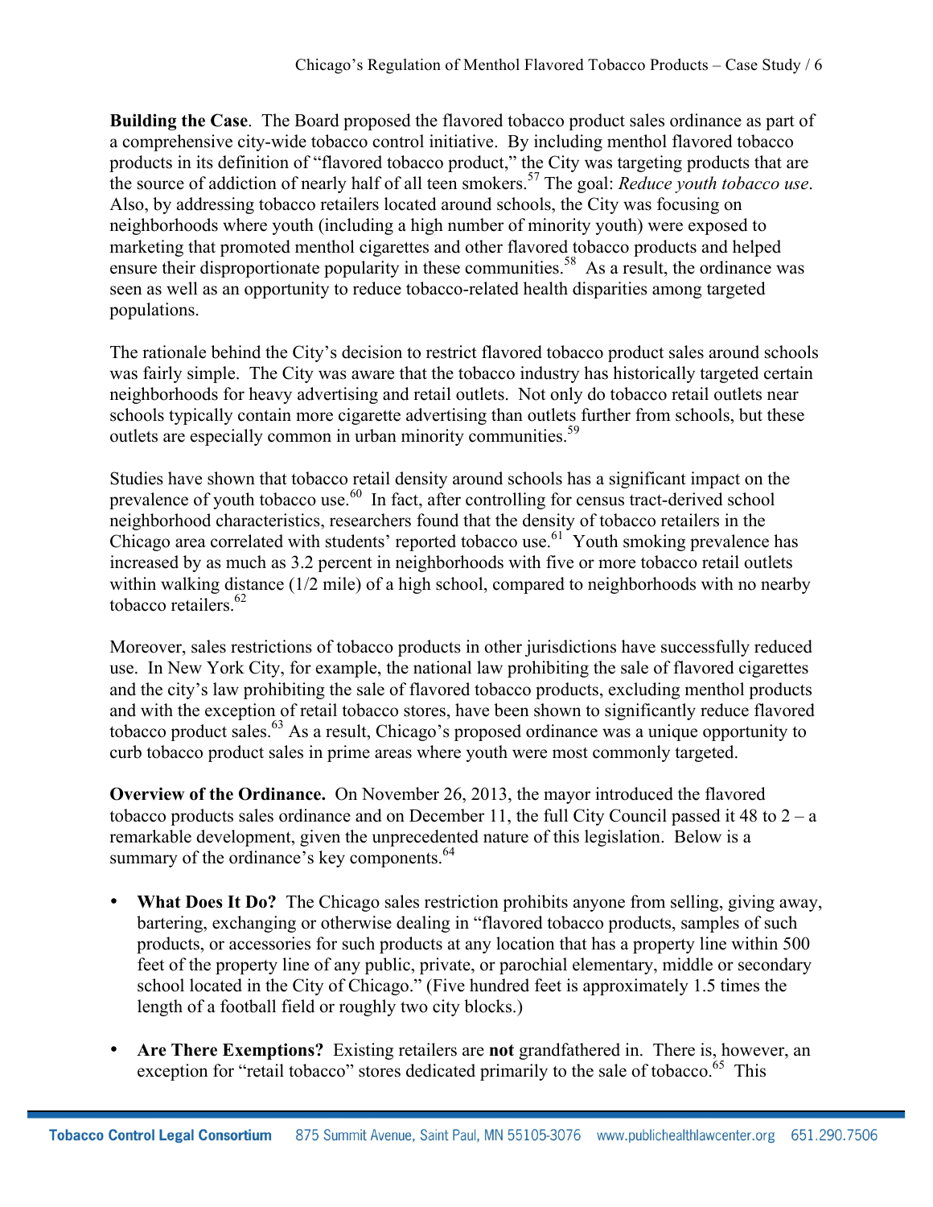**Building the Case**. The Board proposed the flavored tobacco product sales ordinance as part of a comprehensive city-wide tobacco control initiative. By including menthol flavored tobacco products in its definition of "flavored tobacco product," the City was targeting products that are the source of addiction of nearly half of all teen smokers.[57] The goal: *Reduce youth tobacco use*. Also, by addressing tobacco retailers located around schools, the City was focusing on neighborhoods where youth (including a high number of minority youth) were exposed to marketing that promoted menthol cigarettes and other flavored tobacco products and helped ensure their disproportionate popularity in these communities.[58] As a result, the ordinance was seen as well as an opportunity to reduce tobacco-related health disparities among targeted populations.

The rationale behind the City's decision to restrict flavored tobacco product sales around schools was fairly simple. The City was aware that the tobacco industry has historically targeted certain neighborhoods for heavy advertising and retail outlets. Not only do tobacco retail outlets near schools typically contain more cigarette advertising than outlets further from schools, but these outlets are especially common in urban minority communities.[59]

Studies have shown that tobacco retail density around schools has a significant impact on the prevalence of youth tobacco use.[60] In fact, after controlling for census tract-derived school neighborhood characteristics, researchers found that the density of tobacco retailers in the Chicago area correlated with students' reported tobacco use.[61] Youth smoking prevalence has increased by as much as 3.2 percent in neighborhoods with five or more tobacco retail outlets within walking distance (1/2 mile) of a high school, compared to neighborhoods with no nearby tobacco retailers.[62]

Moreover, sales restrictions of tobacco products in other jurisdictions have successfully reduced use. In New York City, for example, the national law prohibiting the sale of flavored cigarettes and the city's law prohibiting the sale of flavored tobacco products, excluding menthol products and with the exception of retail tobacco stores, have been shown to significantly reduce flavored tobacco product sales.[63] As a result, Chicago's proposed ordinance was a unique opportunity to curb tobacco product sales in prime areas where youth were most commonly targeted.

**Overview of the Ordinance.** On November 26, 2013, the mayor introduced the flavored tobacco products sales ordinance and on December 11, the full City Council passed it 48 to 2 – a remarkable development, given the unprecedented nature of this legislation. Below is a summary of the ordinance's key components.[64]

- **What Does It Do?** The Chicago sales restriction prohibits anyone from selling, giving away, bartering, exchanging or otherwise dealing in "flavored tobacco products, samples of such products, or accessories for such products at any location that has a property line within 500 feet of the property line of any public, private, or parochial elementary, middle or secondary school located in the City of Chicago." (Five hundred feet is approximately 1.5 times the length of a football field or roughly two city blocks.)

- **Are There Exemptions?** Existing retailers are **not** grandfathered in. There is, however, an exception for "retail tobacco" stores dedicated primarily to the sale of tobacco.[65] This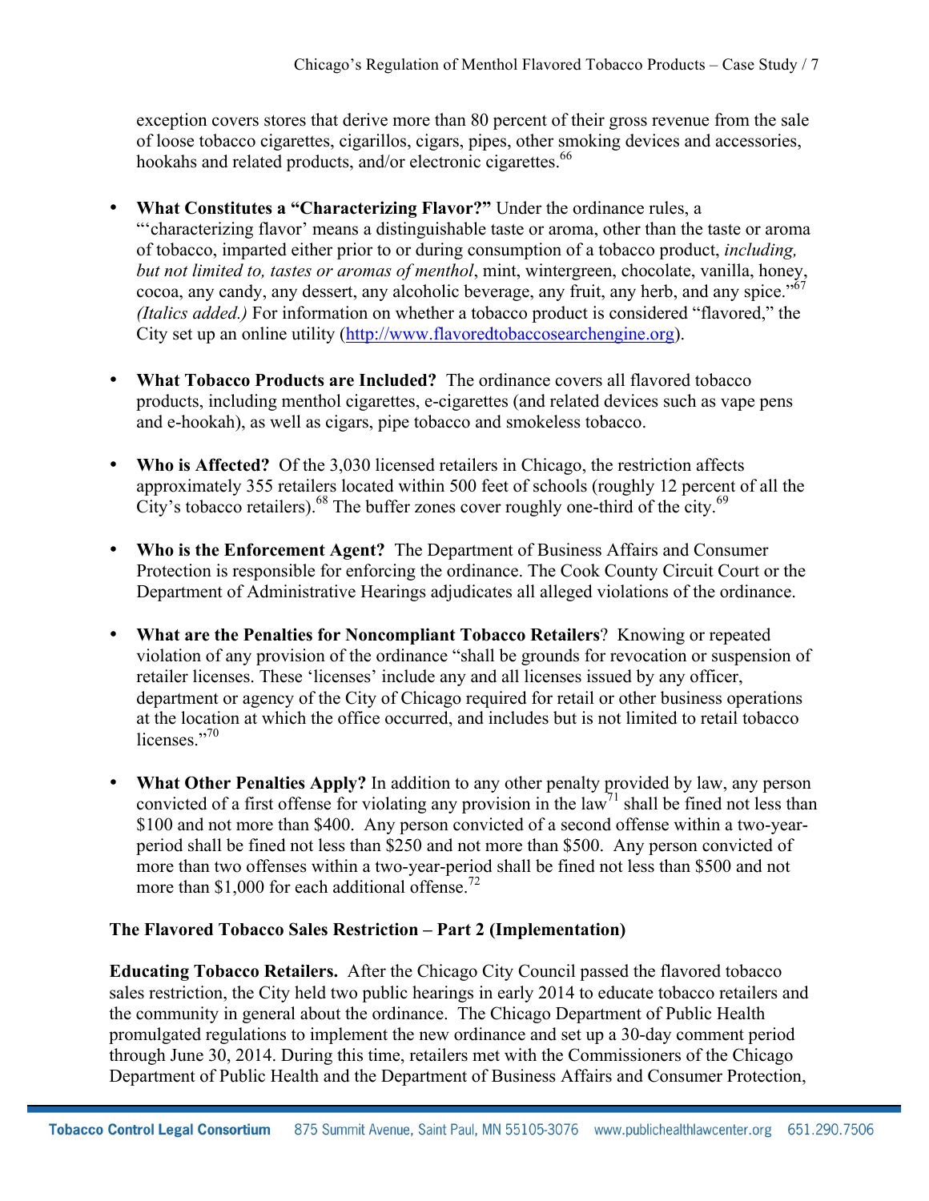exception covers stores that derive more than 80 percent of their gross revenue from the sale of loose tobacco cigarettes, cigarillos, cigars, pipes, other smoking devices and accessories, hookahs and related products, and/or electronic cigarettes.[66]

- **What Constitutes a "Characterizing Flavor?"** Under the ordinance rules, a "'characterizing flavor' means a distinguishable taste or aroma, other than the taste or aroma of tobacco, imparted either prior to or during consumption of a tobacco product, *including, but not limited to, tastes or aromas of menthol*, mint, wintergreen, chocolate, vanilla, honey, cocoa, any candy, any dessert, any alcoholic beverage, any fruit, any herb, and any spice."[67] *(Italics added.)* For information on whether a tobacco product is considered "flavored," the City set up an online utility (http://www.flavoredtobaccosearchengine.org).

- **What Tobacco Products are Included?** The ordinance covers all flavored tobacco products, including menthol cigarettes, e-cigarettes (and related devices such as vape pens and e-hookah), as well as cigars, pipe tobacco and smokeless tobacco.

- **Who is Affected?** Of the 3,030 licensed retailers in Chicago, the restriction affects approximately 355 retailers located within 500 feet of schools (roughly 12 percent of all the City's tobacco retailers).[68] The buffer zones cover roughly one-third of the city.[69]

- **Who is the Enforcement Agent?** The Department of Business Affairs and Consumer Protection is responsible for enforcing the ordinance. The Cook County Circuit Court or the Department of Administrative Hearings adjudicates all alleged violations of the ordinance.

- **What are the Penalties for Noncompliant Tobacco Retailers**? Knowing or repeated violation of any provision of the ordinance "shall be grounds for revocation or suspension of retailer licenses. These 'licenses' include any and all licenses issued by any officer, department or agency of the City of Chicago required for retail or other business operations at the location at which the office occurred, and includes but is not limited to retail tobacco licenses."[70]

- **What Other Penalties Apply?** In addition to any other penalty provided by law, any person convicted of a first offense for violating any provision in the law[71] shall be fined not less than $100 and not more than $400. Any person convicted of a second offense within a two-year-period shall be fined not less than $250 and not more than $500. Any person convicted of more than two offenses within a two-year-period shall be fined not less than $500 and not more than $1,000 for each additional offense.[72]

## The Flavored Tobacco Sales Restriction – Part 2 (Implementation)

**Educating Tobacco Retailers.** After the Chicago City Council passed the flavored tobacco sales restriction, the City held two public hearings in early 2014 to educate tobacco retailers and the community in general about the ordinance. The Chicago Department of Public Health promulgated regulations to implement the new ordinance and set up a 30-day comment period through June 30, 2014. During this time, retailers met with the Commissioners of the Chicago Department of Public Health and the Department of Business Affairs and Consumer Protection,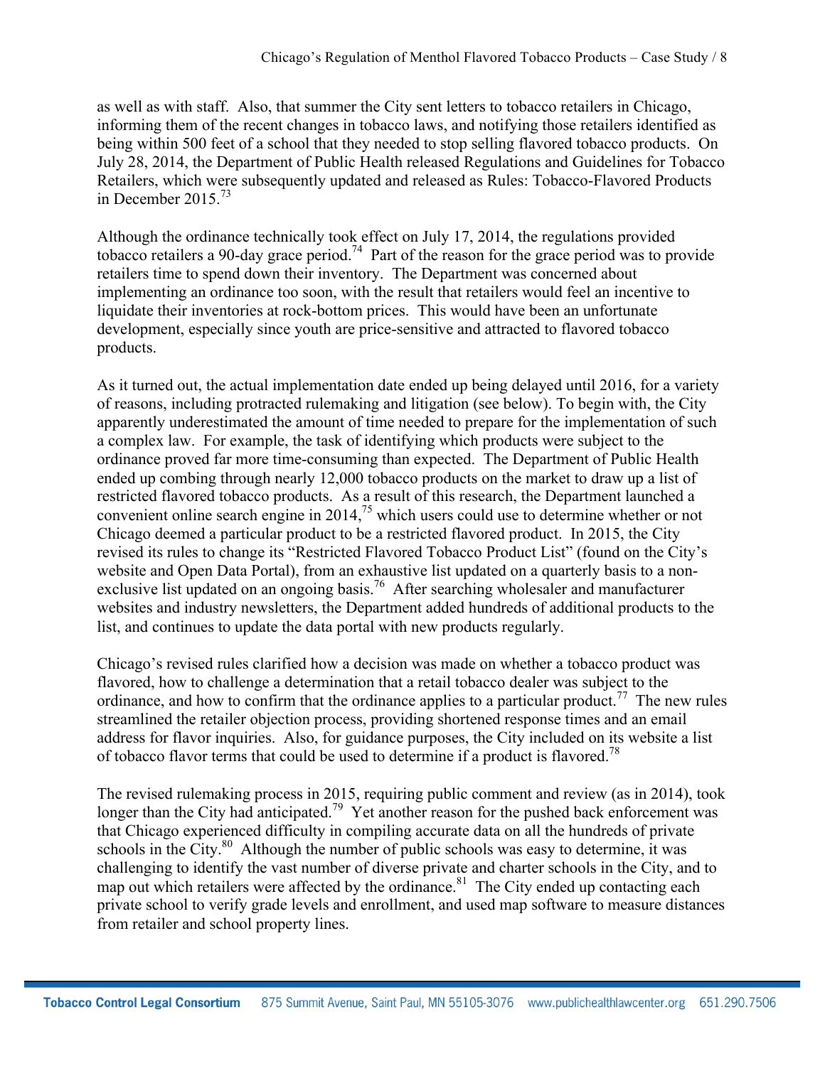as well as with staff. Also, that summer the City sent letters to tobacco retailers in Chicago, informing them of the recent changes in tobacco laws, and notifying those retailers identified as being within 500 feet of a school that they needed to stop selling flavored tobacco products. On July 28, 2014, the Department of Public Health released Regulations and Guidelines for Tobacco Retailers, which were subsequently updated and released as Rules: Tobacco-Flavored Products in December 2015.[73]

Although the ordinance technically took effect on July 17, 2014, the regulations provided tobacco retailers a 90-day grace period.[74] Part of the reason for the grace period was to provide retailers time to spend down their inventory. The Department was concerned about implementing an ordinance too soon, with the result that retailers would feel an incentive to liquidate their inventories at rock-bottom prices. This would have been an unfortunate development, especially since youth are price-sensitive and attracted to flavored tobacco products.

As it turned out, the actual implementation date ended up being delayed until 2016, for a variety of reasons, including protracted rulemaking and litigation (see below). To begin with, the City apparently underestimated the amount of time needed to prepare for the implementation of such a complex law. For example, the task of identifying which products were subject to the ordinance proved far more time-consuming than expected. The Department of Public Health ended up combing through nearly 12,000 tobacco products on the market to draw up a list of restricted flavored tobacco products. As a result of this research, the Department launched a convenient online search engine in 2014,[75] which users could use to determine whether or not Chicago deemed a particular product to be a restricted flavored product. In 2015, the City revised its rules to change its "Restricted Flavored Tobacco Product List" (found on the City's website and Open Data Portal), from an exhaustive list updated on a quarterly basis to a non-exclusive list updated on an ongoing basis.[76] After searching wholesaler and manufacturer websites and industry newsletters, the Department added hundreds of additional products to the list, and continues to update the data portal with new products regularly.

Chicago's revised rules clarified how a decision was made on whether a tobacco product was flavored, how to challenge a determination that a retail tobacco dealer was subject to the ordinance, and how to confirm that the ordinance applies to a particular product.[77] The new rules streamlined the retailer objection process, providing shortened response times and an email address for flavor inquiries. Also, for guidance purposes, the City included on its website a list of tobacco flavor terms that could be used to determine if a product is flavored.[78]

The revised rulemaking process in 2015, requiring public comment and review (as in 2014), took longer than the City had anticipated.[79] Yet another reason for the pushed back enforcement was that Chicago experienced difficulty in compiling accurate data on all the hundreds of private schools in the City.[80] Although the number of public schools was easy to determine, it was challenging to identify the vast number of diverse private and charter schools in the City, and to map out which retailers were affected by the ordinance.[81] The City ended up contacting each private school to verify grade levels and enrollment, and used map software to measure distances from retailer and school property lines.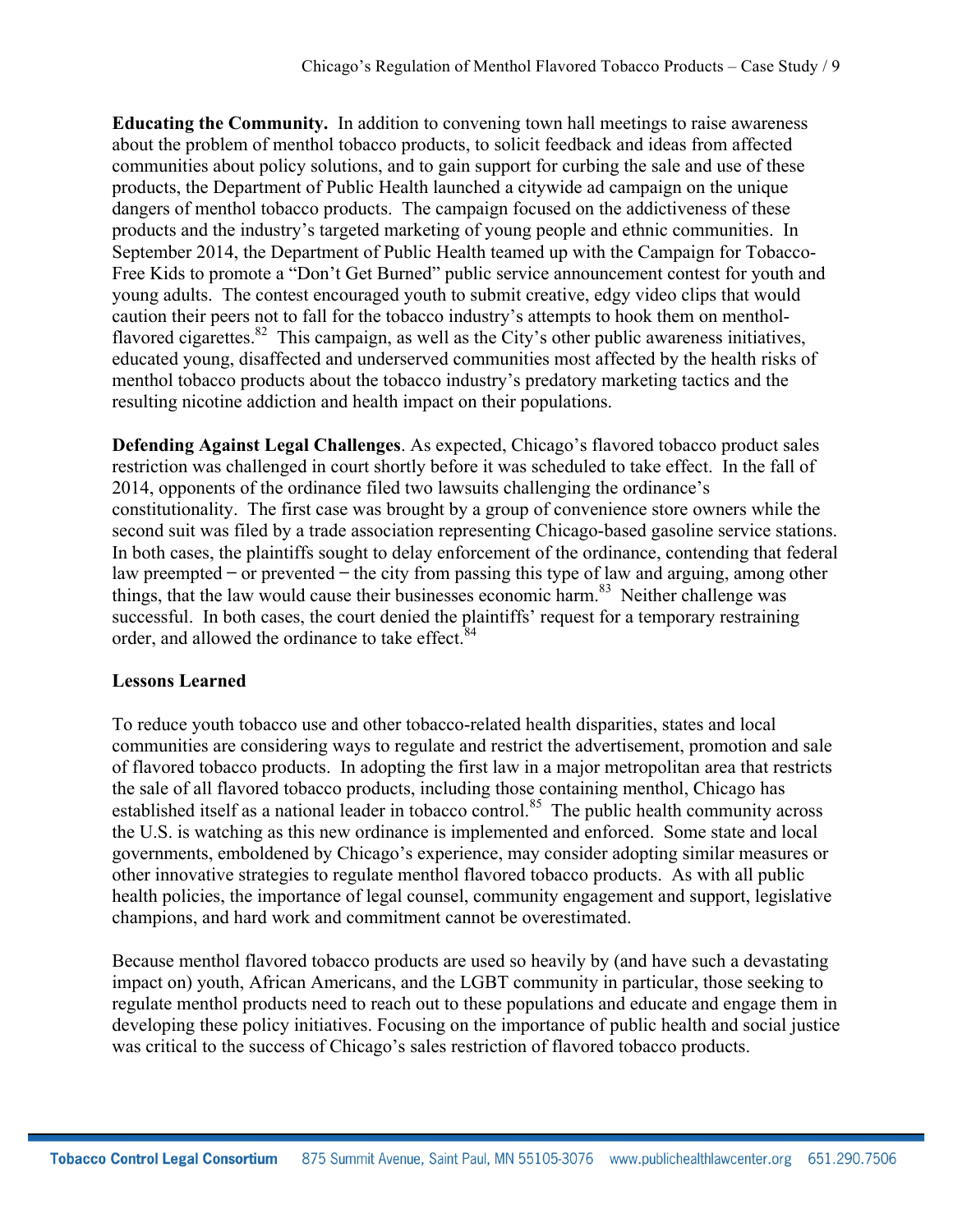**Educating the Community.** In addition to convening town hall meetings to raise awareness about the problem of menthol tobacco products, to solicit feedback and ideas from affected communities about policy solutions, and to gain support for curbing the sale and use of these products, the Department of Public Health launched a citywide ad campaign on the unique dangers of menthol tobacco products. The campaign focused on the addictiveness of these products and the industry's targeted marketing of young people and ethnic communities. In September 2014, the Department of Public Health teamed up with the Campaign for Tobacco-Free Kids to promote a "Don't Get Burned" public service announcement contest for youth and young adults. The contest encouraged youth to submit creative, edgy video clips that would caution their peers not to fall for the tobacco industry's attempts to hook them on menthol-flavored cigarettes.[82] This campaign, as well as the City's other public awareness initiatives, educated young, disaffected and underserved communities most affected by the health risks of menthol tobacco products about the tobacco industry's predatory marketing tactics and the resulting nicotine addiction and health impact on their populations.

**Defending Against Legal Challenges**. As expected, Chicago's flavored tobacco product sales restriction was challenged in court shortly before it was scheduled to take effect. In the fall of 2014, opponents of the ordinance filed two lawsuits challenging the ordinance's constitutionality. The first case was brought by a group of convenience store owners while the second suit was filed by a trade association representing Chicago-based gasoline service stations. In both cases, the plaintiffs sought to delay enforcement of the ordinance, contending that federal law preempted – or prevented – the city from passing this type of law and arguing, among other things, that the law would cause their businesses economic harm.[83] Neither challenge was successful. In both cases, the court denied the plaintiffs' request for a temporary restraining order, and allowed the ordinance to take effect.[84]

**Lessons Learned**

To reduce youth tobacco use and other tobacco-related health disparities, states and local communities are considering ways to regulate and restrict the advertisement, promotion and sale of flavored tobacco products. In adopting the first law in a major metropolitan area that restricts the sale of all flavored tobacco products, including those containing menthol, Chicago has established itself as a national leader in tobacco control.[85] The public health community across the U.S. is watching as this new ordinance is implemented and enforced. Some state and local governments, emboldened by Chicago's experience, may consider adopting similar measures or other innovative strategies to regulate menthol flavored tobacco products. As with all public health policies, the importance of legal counsel, community engagement and support, legislative champions, and hard work and commitment cannot be overestimated.

Because menthol flavored tobacco products are used so heavily by (and have such a devastating impact on) youth, African Americans, and the LGBT community in particular, those seeking to regulate menthol products need to reach out to these populations and educate and engage them in developing these policy initiatives. Focusing on the importance of public health and social justice was critical to the success of Chicago's sales restriction of flavored tobacco products.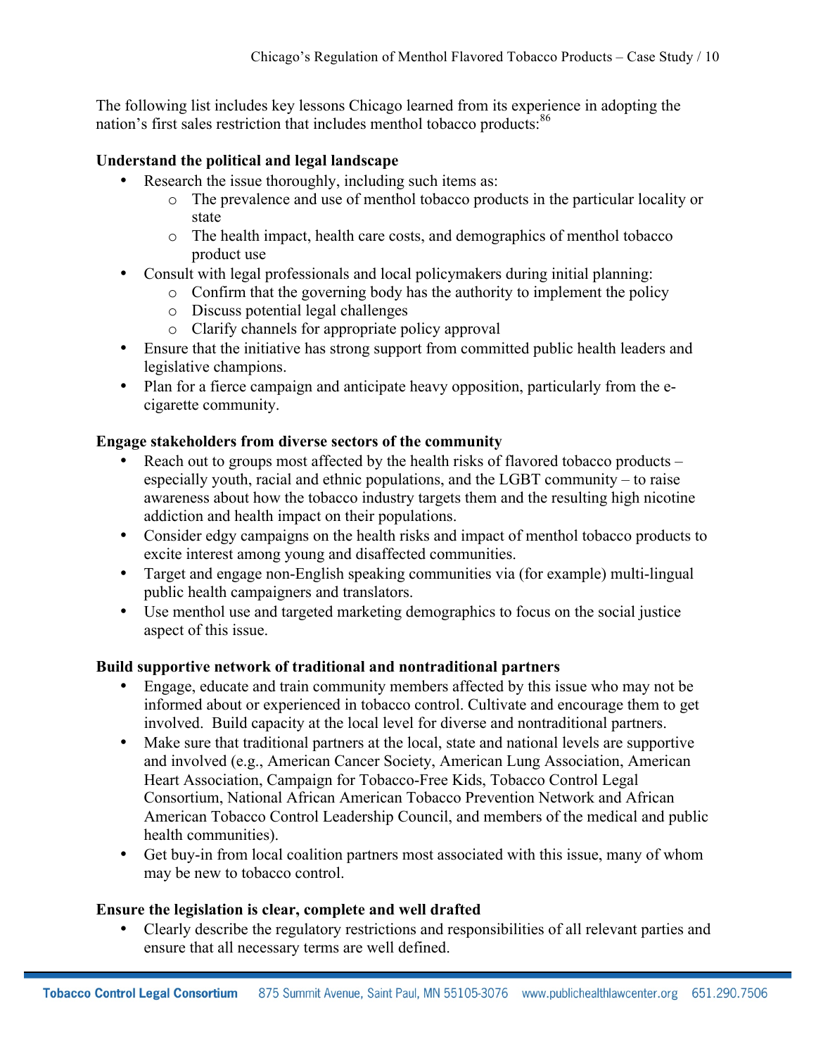The following list includes key lessons Chicago learned from its experience in adopting the nation's first sales restriction that includes menthol tobacco products:[86]

**Understand the political and legal landscape**

- Research the issue thoroughly, including such items as:
  - The prevalence and use of menthol tobacco products in the particular locality or state
  - The health impact, health care costs, and demographics of menthol tobacco product use
- Consult with legal professionals and local policymakers during initial planning:
  - Confirm that the governing body has the authority to implement the policy
  - Discuss potential legal challenges
  - Clarify channels for appropriate policy approval
- Ensure that the initiative has strong support from committed public health leaders and legislative champions.
- Plan for a fierce campaign and anticipate heavy opposition, particularly from the e-cigarette community.

**Engage stakeholders from diverse sectors of the community**

- Reach out to groups most affected by the health risks of flavored tobacco products – especially youth, racial and ethnic populations, and the LGBT community – to raise awareness about how the tobacco industry targets them and the resulting high nicotine addiction and health impact on their populations.
- Consider edgy campaigns on the health risks and impact of menthol tobacco products to excite interest among young and disaffected communities.
- Target and engage non-English speaking communities via (for example) multi-lingual public health campaigners and translators.
- Use menthol use and targeted marketing demographics to focus on the social justice aspect of this issue.

**Build supportive network of traditional and nontraditional partners**

- Engage, educate and train community members affected by this issue who may not be informed about or experienced in tobacco control. Cultivate and encourage them to get involved. Build capacity at the local level for diverse and nontraditional partners.
- Make sure that traditional partners at the local, state and national levels are supportive and involved (e.g., American Cancer Society, American Lung Association, American Heart Association, Campaign for Tobacco-Free Kids, Tobacco Control Legal Consortium, National African American Tobacco Prevention Network and African American Tobacco Control Leadership Council, and members of the medical and public health communities).
- Get buy-in from local coalition partners most associated with this issue, many of whom may be new to tobacco control.

**Ensure the legislation is clear, complete and well drafted**

- Clearly describe the regulatory restrictions and responsibilities of all relevant parties and ensure that all necessary terms are well defined.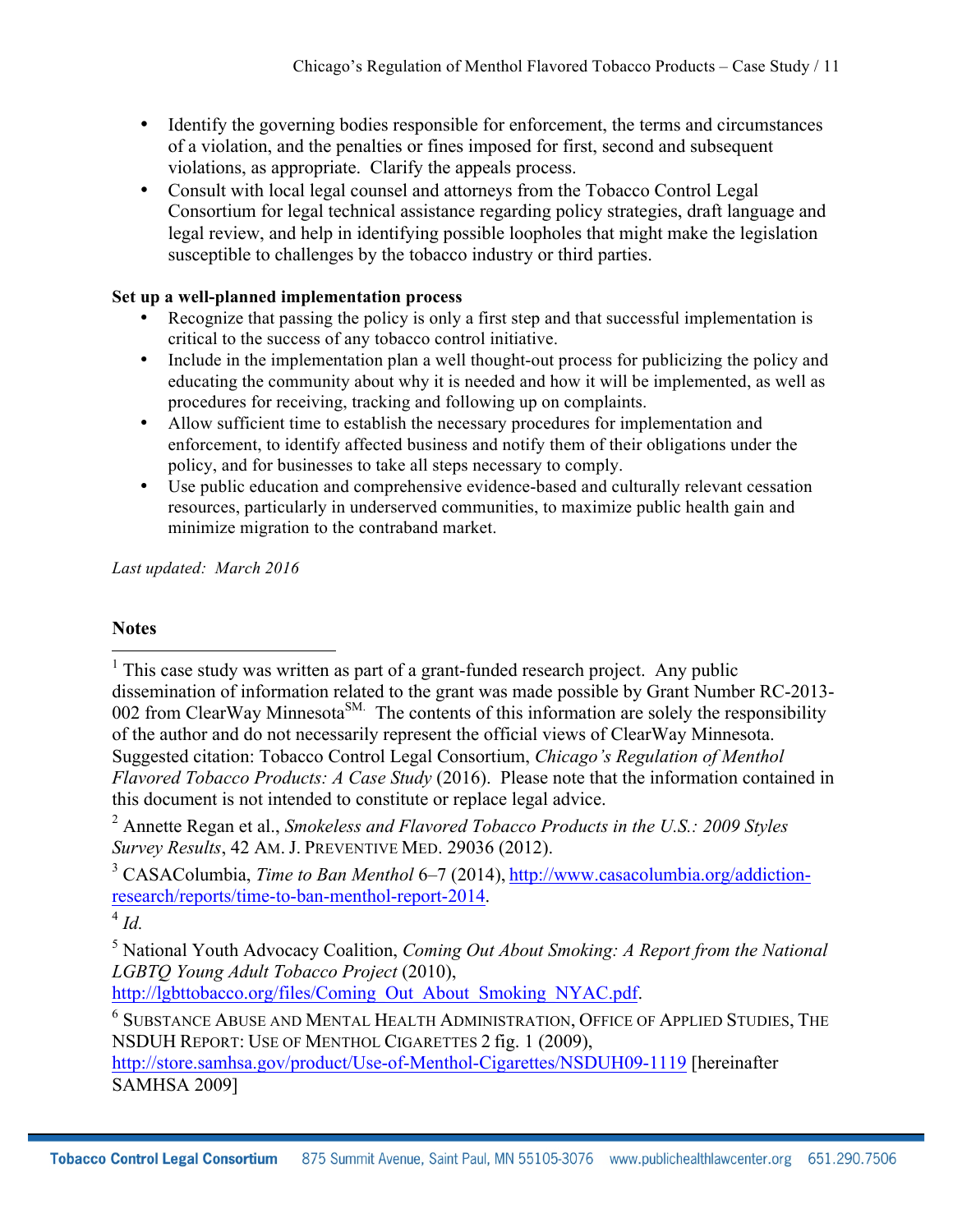- Identify the governing bodies responsible for enforcement, the terms and circumstances of a violation, and the penalties or fines imposed for first, second and subsequent violations, as appropriate. Clarify the appeals process.
- Consult with local legal counsel and attorneys from the Tobacco Control Legal Consortium for legal technical assistance regarding policy strategies, draft language and legal review, and help in identifying possible loopholes that might make the legislation susceptible to challenges by the tobacco industry or third parties.

**Set up a well-planned implementation process**

- Recognize that passing the policy is only a first step and that successful implementation is critical to the success of any tobacco control initiative.
- Include in the implementation plan a well thought-out process for publicizing the policy and educating the community about why it is needed and how it will be implemented, as well as procedures for receiving, tracking and following up on complaints.
- Allow sufficient time to establish the necessary procedures for implementation and enforcement, to identify affected business and notify them of their obligations under the policy, and for businesses to take all steps necessary to comply.
- Use public education and comprehensive evidence-based and culturally relevant cessation resources, particularly in underserved communities, to maximize public health gain and minimize migration to the contraband market.

*Last updated: March 2016*

**Notes**

[1] This case study was written as part of a grant-funded research project. Any public dissemination of information related to the grant was made possible by Grant Number RC-2013-002 from ClearWay Minnesota[SM.] The contents of this information are solely the responsibility of the author and do not necessarily represent the official views of ClearWay Minnesota. Suggested citation: Tobacco Control Legal Consortium, *Chicago's Regulation of Menthol Flavored Tobacco Products: A Case Study* (2016). Please note that the information contained in this document is not intended to constitute or replace legal advice.

[2] Annette Regan et al., *Smokeless and Flavored Tobacco Products in the U.S.: 2009 Styles Survey Results*, 42 AM. J. PREVENTIVE MED. 29036 (2012).

[3] CASAColumbia, *Time to Ban Menthol* 6–7 (2014), http://www.casacolumbia.org/addiction-research/reports/time-to-ban-menthol-report-2014.

[4] *Id.*

[5] National Youth Advocacy Coalition, *Coming Out About Smoking: A Report from the National LGBTQ Young Adult Tobacco Project* (2010), http://lgbttobacco.org/files/Coming_Out_About_Smoking_NYAC.pdf.

[6] SUBSTANCE ABUSE AND MENTAL HEALTH ADMINISTRATION, OFFICE OF APPLIED STUDIES, THE NSDUH REPORT: USE OF MENTHOL CIGARETTES 2 fig. 1 (2009), http://store.samhsa.gov/product/Use-of-Menthol-Cigarettes/NSDUH09-1119 [hereinafter SAMHSA 2009]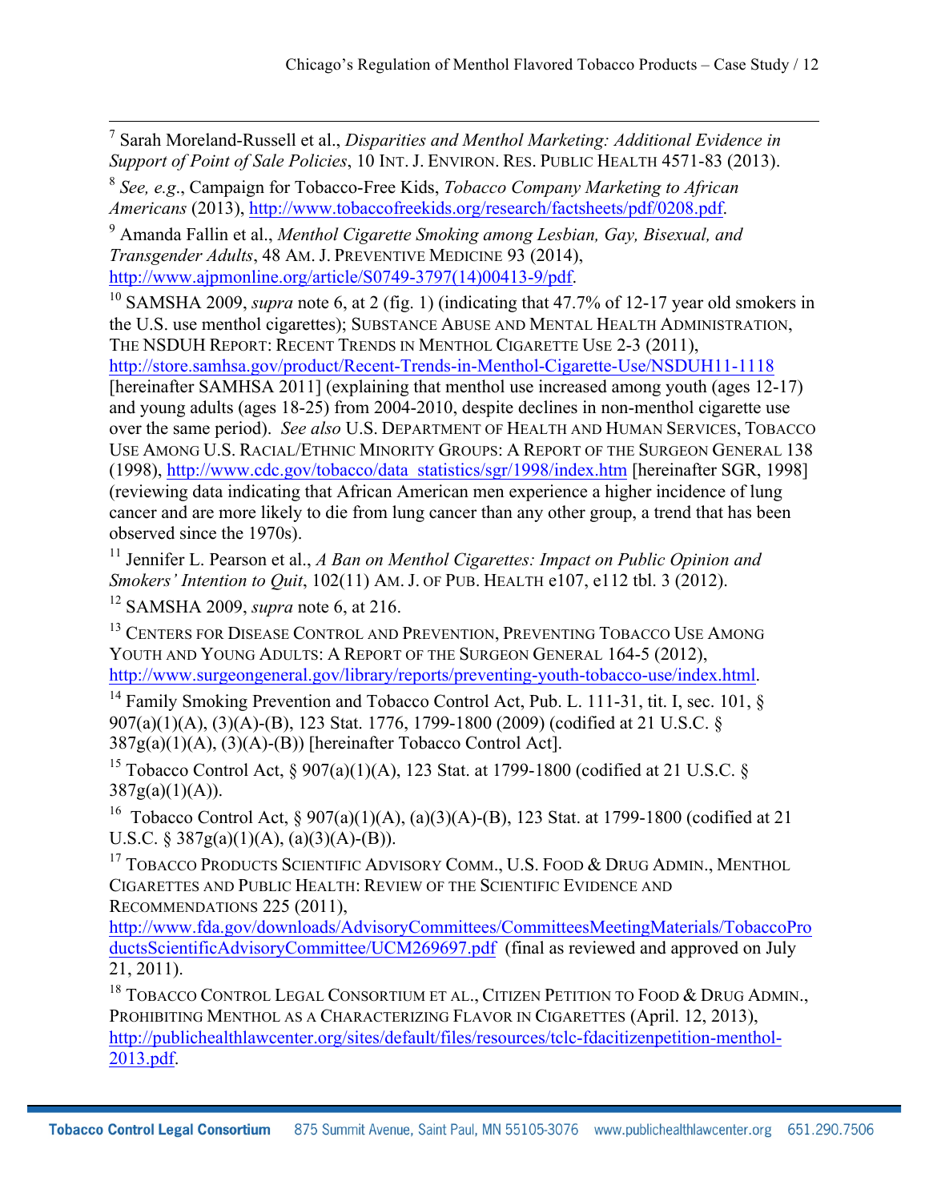[7] Sarah Moreland-Russell et al., *Disparities and Menthol Marketing: Additional Evidence in Support of Point of Sale Policies*, 10 INT. J. ENVIRON. RES. PUBLIC HEALTH 4571-83 (2013).

[8] *See, e.g.*, Campaign for Tobacco-Free Kids, *Tobacco Company Marketing to African Americans* (2013), http://www.tobaccofreekids.org/research/factsheets/pdf/0208.pdf.

[9] Amanda Fallin et al., *Menthol Cigarette Smoking among Lesbian, Gay, Bisexual, and Transgender Adults*, 48 AM. J. PREVENTIVE MEDICINE 93 (2014), http://www.ajpmonline.org/article/S0749-3797(14)00413-9/pdf.

[10] SAMSHA 2009, *supra* note 6, at 2 (fig. 1) (indicating that 47.7% of 12-17 year old smokers in the U.S. use menthol cigarettes); SUBSTANCE ABUSE AND MENTAL HEALTH ADMINISTRATION, THE NSDUH REPORT: RECENT TRENDS IN MENTHOL CIGARETTE USE 2-3 (2011), http://store.samhsa.gov/product/Recent-Trends-in-Menthol-Cigarette-Use/NSDUH11-1118 [hereinafter SAMHSA 2011] (explaining that menthol use increased among youth (ages 12-17) and young adults (ages 18-25) from 2004-2010, despite declines in non-menthol cigarette use over the same period). *See also* U.S. DEPARTMENT OF HEALTH AND HUMAN SERVICES, TOBACCO USE AMONG U.S. RACIAL/ETHNIC MINORITY GROUPS: A REPORT OF THE SURGEON GENERAL 138 (1998), http://www.cdc.gov/tobacco/data_statistics/sgr/1998/index.htm [hereinafter SGR, 1998] (reviewing data indicating that African American men experience a higher incidence of lung cancer and are more likely to die from lung cancer than any other group, a trend that has been observed since the 1970s).

[11] Jennifer L. Pearson et al., *A Ban on Menthol Cigarettes: Impact on Public Opinion and Smokers' Intention to Quit*, 102(11) AM. J. OF PUB. HEALTH e107, e112 tbl. 3 (2012).

[12] SAMSHA 2009, *supra* note 6, at 216.

[13] CENTERS FOR DISEASE CONTROL AND PREVENTION, PREVENTING TOBACCO USE AMONG YOUTH AND YOUNG ADULTS: A REPORT OF THE SURGEON GENERAL 164-5 (2012), http://www.surgeongeneral.gov/library/reports/preventing-youth-tobacco-use/index.html.

[14] Family Smoking Prevention and Tobacco Control Act, Pub. L. 111-31, tit. I, sec. 101, § 907(a)(1)(A), (3)(A)-(B), 123 Stat. 1776, 1799-1800 (2009) (codified at 21 U.S.C. § 387g(a)(1)(A), (3)(A)-(B)) [hereinafter Tobacco Control Act].

[15] Tobacco Control Act, § 907(a)(1)(A), 123 Stat. at 1799-1800 (codified at 21 U.S.C. § 387g(a)(1)(A)).

[16] Tobacco Control Act, § 907(a)(1)(A), (a)(3)(A)-(B), 123 Stat. at 1799-1800 (codified at 21 U.S.C. § 387g(a)(1)(A), (a)(3)(A)-(B)).

[17] TOBACCO PRODUCTS SCIENTIFIC ADVISORY COMM., U.S. FOOD & DRUG ADMIN., MENTHOL CIGARETTES AND PUBLIC HEALTH: REVIEW OF THE SCIENTIFIC EVIDENCE AND RECOMMENDATIONS 225 (2011), http://www.fda.gov/downloads/AdvisoryCommittees/CommitteesMeetingMaterials/TobaccoProductsScientificAdvisoryCommittee/UCM269697.pdf (final as reviewed and approved on July 21, 2011).

[18] TOBACCO CONTROL LEGAL CONSORTIUM ET AL., CITIZEN PETITION TO FOOD & DRUG ADMIN., PROHIBITING MENTHOL AS A CHARACTERIZING FLAVOR IN CIGARETTES (April. 12, 2013), http://publichealthlawcenter.org/sites/default/files/resources/tclc-fdacitizenpetition-menthol-2013.pdf.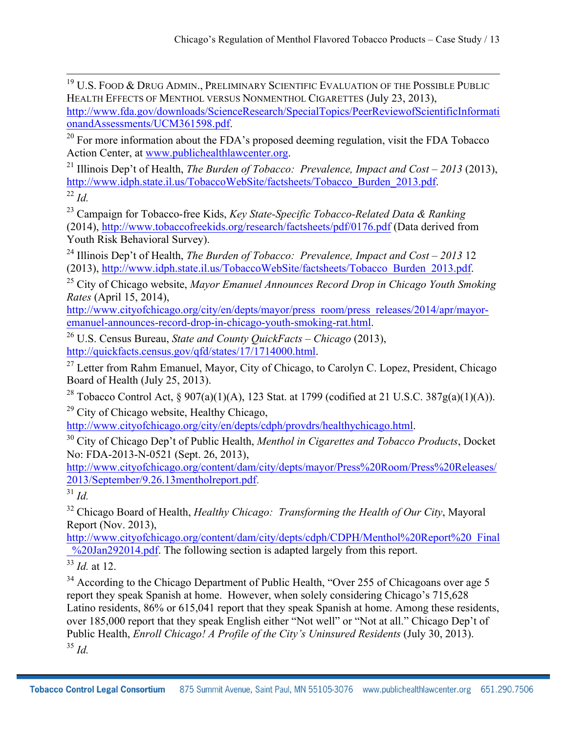[19] U.S. FOOD & DRUG ADMIN., PRELIMINARY SCIENTIFIC EVALUATION OF THE POSSIBLE PUBLIC HEALTH EFFECTS OF MENTHOL VERSUS NONMENTHOL CIGARETTES (July 23, 2013), http://www.fda.gov/downloads/ScienceResearch/SpecialTopics/PeerReviewofScientificInformationandAssessments/UCM361598.pdf.

[20] For more information about the FDA's proposed deeming regulation, visit the FDA Tobacco Action Center, at www.publichealthlawcenter.org.

[21] Illinois Dep't of Health, *The Burden of Tobacco: Prevalence, Impact and Cost – 2013* (2013), http://www.idph.state.il.us/TobaccoWebSite/factsheets/Tobacco_Burden_2013.pdf.

[22] *Id.*

[23] Campaign for Tobacco-free Kids, *Key State-Specific Tobacco-Related Data & Ranking* (2014), http://www.tobaccofreekids.org/research/factsheets/pdf/0176.pdf (Data derived from Youth Risk Behavioral Survey).

[24] Illinois Dep't of Health, *The Burden of Tobacco: Prevalence, Impact and Cost – 2013* 12 (2013), http://www.idph.state.il.us/TobaccoWebSite/factsheets/Tobacco_Burden_2013.pdf.

[25] City of Chicago website, *Mayor Emanuel Announces Record Drop in Chicago Youth Smoking Rates* (April 15, 2014), http://www.cityofchicago.org/city/en/depts/mayor/press_room/press_releases/2014/apr/mayor-emanuel-announces-record-drop-in-chicago-youth-smoking-rat.html.

[26] U.S. Census Bureau, *State and County QuickFacts – Chicago* (2013), http://quickfacts.census.gov/qfd/states/17/1714000.html.

[27] Letter from Rahm Emanuel, Mayor, City of Chicago, to Carolyn C. Lopez, President, Chicago Board of Health (July 25, 2013).

[28] Tobacco Control Act, § 907(a)(1)(A), 123 Stat. at 1799 (codified at 21 U.S.C. 387g(a)(1)(A)).

[29] City of Chicago website, Healthy Chicago, http://www.cityofchicago.org/city/en/depts/cdph/provdrs/healthychicago.html.

[30] City of Chicago Dep't of Public Health, *Menthol in Cigarettes and Tobacco Products*, Docket No: FDA-2013-N-0521 (Sept. 26, 2013), http://www.cityofchicago.org/content/dam/city/depts/mayor/Press%20Room/Press%20Releases/2013/September/9.26.13mentholreport.pdf.

[31] *Id.*

[32] Chicago Board of Health, *Healthy Chicago: Transforming the Health of Our City*, Mayoral Report (Nov. 2013), http://www.cityofchicago.org/content/dam/city/depts/cdph/CDPH/Menthol%20Report%20_Final_%20Jan292014.pdf. The following section is adapted largely from this report.

[33] *Id.* at 12.

[34] According to the Chicago Department of Public Health, "Over 255 of Chicagoans over age 5 report they speak Spanish at home. However, when solely considering Chicago's 715,628 Latino residents, 86% or 615,041 report that they speak Spanish at home. Among these residents, over 185,000 report that they speak English either "Not well" or "Not at all." Chicago Dep't of Public Health, *Enroll Chicago! A Profile of the City's Uninsured Residents* (July 30, 2013).

[35] *Id.*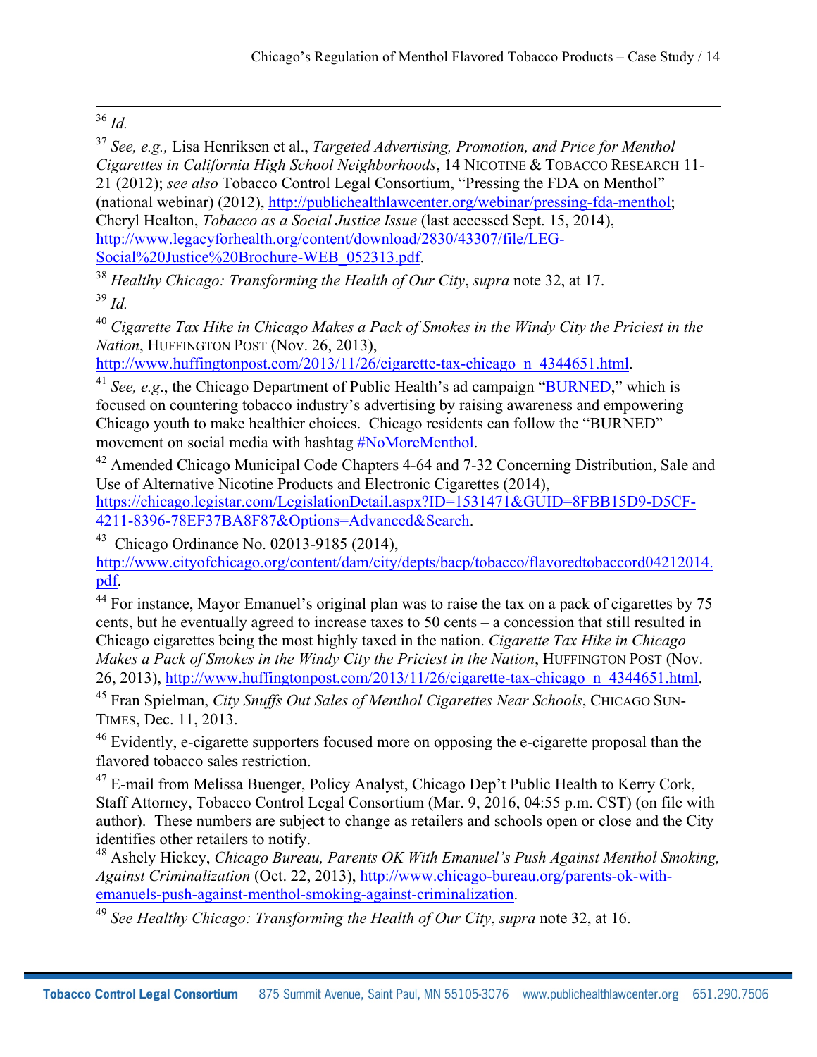[36] *Id.*

[37] *See, e.g.,* Lisa Henriksen et al., *Targeted Advertising, Promotion, and Price for Menthol Cigarettes in California High School Neighborhoods*, 14 NICOTINE & TOBACCO RESEARCH 11-21 (2012); *see also* Tobacco Control Legal Consortium, "Pressing the FDA on Menthol" (national webinar) (2012), http://publichealthlawcenter.org/webinar/pressing-fda-menthol; Cheryl Healton, *Tobacco as a Social Justice Issue* (last accessed Sept. 15, 2014), http://www.legacyforhealth.org/content/download/2830/43307/file/LEG-Social%20Justice%20Brochure-WEB_052313.pdf.

[38] *Healthy Chicago: Transforming the Health of Our City*, *supra* note 32, at 17.

[39] *Id.*

[40] *Cigarette Tax Hike in Chicago Makes a Pack of Smokes in the Windy City the Priciest in the Nation*, HUFFINGTON POST (Nov. 26, 2013), http://www.huffingtonpost.com/2013/11/26/cigarette-tax-chicago_n_4344651.html.

[41] *See, e.g*., the Chicago Department of Public Health's ad campaign "BURNED," which is focused on countering tobacco industry's advertising by raising awareness and empowering Chicago youth to make healthier choices. Chicago residents can follow the "BURNED" movement on social media with hashtag #NoMoreMenthol.

[42] Amended Chicago Municipal Code Chapters 4-64 and 7-32 Concerning Distribution, Sale and Use of Alternative Nicotine Products and Electronic Cigarettes (2014), https://chicago.legistar.com/LegislationDetail.aspx?ID=1531471&GUID=8FBB15D9-D5CF-4211-8396-78EF37BA8F87&Options=Advanced&Search.

[43] Chicago Ordinance No. 02013-9185 (2014), http://www.cityofchicago.org/content/dam/city/depts/bacp/tobacco/flavoredtobaccord04212014.pdf.

[44] For instance, Mayor Emanuel's original plan was to raise the tax on a pack of cigarettes by 75 cents, but he eventually agreed to increase taxes to 50 cents – a concession that still resulted in Chicago cigarettes being the most highly taxed in the nation. *Cigarette Tax Hike in Chicago Makes a Pack of Smokes in the Windy City the Priciest in the Nation*, HUFFINGTON POST (Nov. 26, 2013), http://www.huffingtonpost.com/2013/11/26/cigarette-tax-chicago_n_4344651.html.

[45] Fran Spielman, *City Snuffs Out Sales of Menthol Cigarettes Near Schools*, CHICAGO SUN-TIMES, Dec. 11, 2013.

[46] Evidently, e-cigarette supporters focused more on opposing the e-cigarette proposal than the flavored tobacco sales restriction.

[47] E-mail from Melissa Buenger, Policy Analyst, Chicago Dep't Public Health to Kerry Cork, Staff Attorney, Tobacco Control Legal Consortium (Mar. 9, 2016, 04:55 p.m. CST) (on file with author). These numbers are subject to change as retailers and schools open or close and the City identifies other retailers to notify.

[48] Ashely Hickey, *Chicago Bureau, Parents OK With Emanuel's Push Against Menthol Smoking, Against Criminalization* (Oct. 22, 2013), http://www.chicago-bureau.org/parents-ok-with-emanuels-push-against-menthol-smoking-against-criminalization.

[49] *See Healthy Chicago: Transforming the Health of Our City*, *supra* note 32, at 16.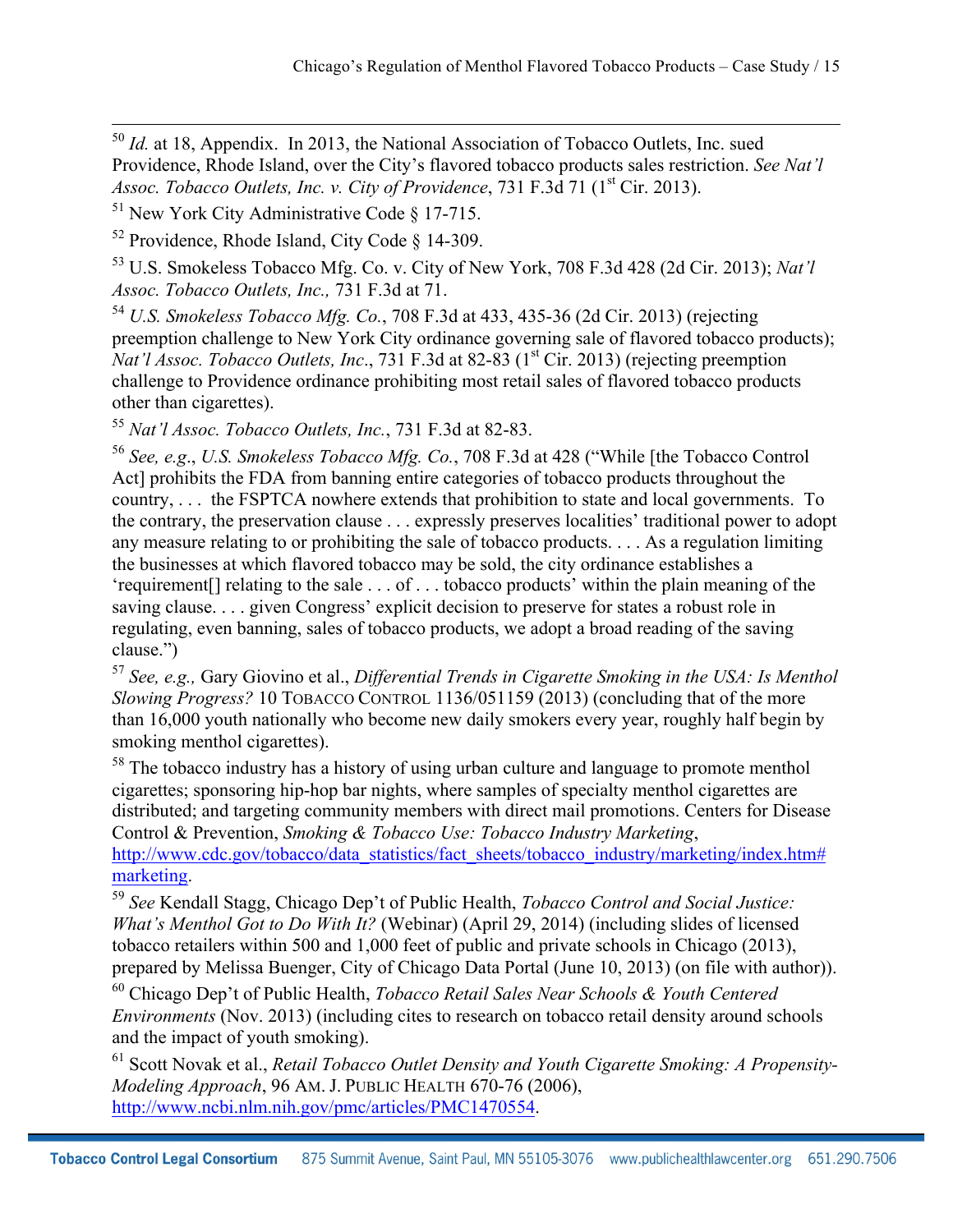[50] *Id.* at 18, Appendix. In 2013, the National Association of Tobacco Outlets, Inc. sued Providence, Rhode Island, over the City's flavored tobacco products sales restriction. *See Nat'l Assoc. Tobacco Outlets, Inc. v. City of Providence*, 731 F.3d 71 (1st Cir. 2013).

[51] New York City Administrative Code § 17-715.

[52] Providence, Rhode Island, City Code § 14-309.

[53] U.S. Smokeless Tobacco Mfg. Co. v. City of New York, 708 F.3d 428 (2d Cir. 2013); *Nat'l Assoc. Tobacco Outlets, Inc.,* 731 F.3d at 71.

[54] *U.S. Smokeless Tobacco Mfg. Co.*, 708 F.3d at 433, 435-36 (2d Cir. 2013) (rejecting preemption challenge to New York City ordinance governing sale of flavored tobacco products); *Nat'l Assoc. Tobacco Outlets, Inc*., 731 F.3d at 82-83 (1st Cir. 2013) (rejecting preemption challenge to Providence ordinance prohibiting most retail sales of flavored tobacco products other than cigarettes).

[55] *Nat'l Assoc. Tobacco Outlets, Inc.*, 731 F.3d at 82-83.

[56] *See, e.g*., *U.S. Smokeless Tobacco Mfg. Co.*, 708 F.3d at 428 ("While [the Tobacco Control Act] prohibits the FDA from banning entire categories of tobacco products throughout the country, . . . the FSPTCA nowhere extends that prohibition to state and local governments. To the contrary, the preservation clause . . . expressly preserves localities' traditional power to adopt any measure relating to or prohibiting the sale of tobacco products. . . . As a regulation limiting the businesses at which flavored tobacco may be sold, the city ordinance establishes a 'requirement[] relating to the sale . . . of . . . tobacco products' within the plain meaning of the saving clause. . . . given Congress' explicit decision to preserve for states a robust role in regulating, even banning, sales of tobacco products, we adopt a broad reading of the saving clause.")

[57] *See, e.g.,* Gary Giovino et al., *Differential Trends in Cigarette Smoking in the USA: Is Menthol Slowing Progress?* 10 TOBACCO CONTROL 1136/051159 (2013) (concluding that of the more than 16,000 youth nationally who become new daily smokers every year, roughly half begin by smoking menthol cigarettes).

[58] The tobacco industry has a history of using urban culture and language to promote menthol cigarettes; sponsoring hip-hop bar nights, where samples of specialty menthol cigarettes are distributed; and targeting community members with direct mail promotions. Centers for Disease Control & Prevention, *Smoking & Tobacco Use: Tobacco Industry Marketing*, http://www.cdc.gov/tobacco/data_statistics/fact_sheets/tobacco_industry/marketing/index.htm#marketing.

[59] *See* Kendall Stagg, Chicago Dep't of Public Health, *Tobacco Control and Social Justice: What's Menthol Got to Do With It?* (Webinar) (April 29, 2014) (including slides of licensed tobacco retailers within 500 and 1,000 feet of public and private schools in Chicago (2013), prepared by Melissa Buenger, City of Chicago Data Portal (June 10, 2013) (on file with author)).

[60] Chicago Dep't of Public Health, *Tobacco Retail Sales Near Schools & Youth Centered Environments* (Nov. 2013) (including cites to research on tobacco retail density around schools and the impact of youth smoking).

[61] Scott Novak et al., *Retail Tobacco Outlet Density and Youth Cigarette Smoking: A Propensity-Modeling Approach*, 96 AM. J. PUBLIC HEALTH 670-76 (2006), http://www.ncbi.nlm.nih.gov/pmc/articles/PMC1470554.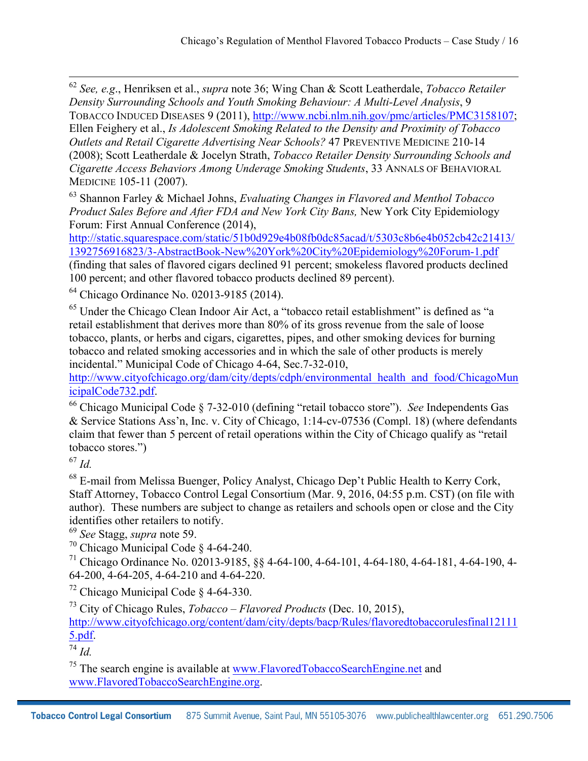[62] *See, e.g.*, Henriksen et al., *supra* note 36; Wing Chan & Scott Leatherdale, *Tobacco Retailer Density Surrounding Schools and Youth Smoking Behaviour: A Multi-Level Analysis*, 9 TOBACCO INDUCED DISEASES 9 (2011), http://www.ncbi.nlm.nih.gov/pmc/articles/PMC3158107; Ellen Feighery et al., *Is Adolescent Smoking Related to the Density and Proximity of Tobacco Outlets and Retail Cigarette Advertising Near Schools?* 47 PREVENTIVE MEDICINE 210-14 (2008); Scott Leatherdale & Jocelyn Strath, *Tobacco Retailer Density Surrounding Schools and Cigarette Access Behaviors Among Underage Smoking Students*, 33 ANNALS OF BEHAVIORAL MEDICINE 105-11 (2007).

[63] Shannon Farley & Michael Johns, *Evaluating Changes in Flavored and Menthol Tobacco Product Sales Before and After FDA and New York City Bans,* New York City Epidemiology Forum: First Annual Conference (2014), http://static.squarespace.com/static/51b0d929e4b08fb0dc85acad/t/5303c8b6e4b052cb42c21413/1392756916823/3-AbstractBook-New%20York%20City%20Epidemiology%20Forum-1.pdf (finding that sales of flavored cigars declined 91 percent; smokeless flavored products declined 100 percent; and other flavored tobacco products declined 89 percent).

[64] Chicago Ordinance No. 02013-9185 (2014).

[65] Under the Chicago Clean Indoor Air Act, a "tobacco retail establishment" is defined as "a retail establishment that derives more than 80% of its gross revenue from the sale of loose tobacco, plants, or herbs and cigars, cigarettes, pipes, and other smoking devices for burning tobacco and related smoking accessories and in which the sale of other products is merely incidental." Municipal Code of Chicago 4-64, Sec.7-32-010, http://www.cityofchicago.org/dam/city/depts/cdph/environmental_health_and_food/ChicagoMunicipalCode732.pdf.

[66] Chicago Municipal Code § 7-32-010 (defining "retail tobacco store"). *See* Independents Gas & Service Stations Ass'n, Inc. v. City of Chicago, 1:14-cv-07536 (Compl. 18) (where defendants claim that fewer than 5 percent of retail operations within the City of Chicago qualify as "retail tobacco stores.")

[67] *Id.*

[68] E-mail from Melissa Buenger, Policy Analyst, Chicago Dep't Public Health to Kerry Cork, Staff Attorney, Tobacco Control Legal Consortium (Mar. 9, 2016, 04:55 p.m. CST) (on file with author). These numbers are subject to change as retailers and schools open or close and the City identifies other retailers to notify.

[69] *See* Stagg, *supra* note 59.

[70] Chicago Municipal Code § 4-64-240.

[71] Chicago Ordinance No. 02013-9185, §§ 4-64-100, 4-64-101, 4-64-180, 4-64-181, 4-64-190, 4-64-200, 4-64-205, 4-64-210 and 4-64-220.

[72] Chicago Municipal Code § 4-64-330.

[73] City of Chicago Rules, *Tobacco – Flavored Products* (Dec. 10, 2015), http://www.cityofchicago.org/content/dam/city/depts/bacp/Rules/flavoredtobaccorulesfinal121115.pdf.

[74] *Id.*

[75] The search engine is available at www.FlavoredTobaccoSearchEngine.net and www.FlavoredTobaccoSearchEngine.org.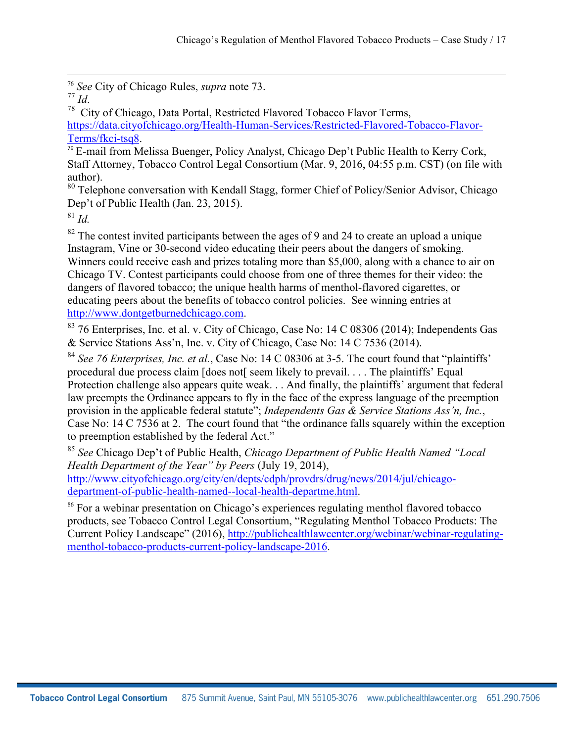[76] *See* City of Chicago Rules, *supra* note 73.

[77] *Id*.

[78] City of Chicago, Data Portal, Restricted Flavored Tobacco Flavor Terms, https://data.cityofchicago.org/Health-Human-Services/Restricted-Flavored-Tobacco-Flavor-Terms/fkci-tsq8.

[79] E-mail from Melissa Buenger, Policy Analyst, Chicago Dep't Public Health to Kerry Cork, Staff Attorney, Tobacco Control Legal Consortium (Mar. 9, 2016, 04:55 p.m. CST) (on file with author).

[80] Telephone conversation with Kendall Stagg, former Chief of Policy/Senior Advisor, Chicago Dep't of Public Health (Jan. 23, 2015).

[81] *Id.*

[82] The contest invited participants between the ages of 9 and 24 to create an upload a unique Instagram, Vine or 30-second video educating their peers about the dangers of smoking. Winners could receive cash and prizes totaling more than $5,000, along with a chance to air on Chicago TV. Contest participants could choose from one of three themes for their video: the dangers of flavored tobacco; the unique health harms of menthol-flavored cigarettes, or educating peers about the benefits of tobacco control policies. See winning entries at http://www.dontgetburnedchicago.com.

[83] 76 Enterprises, Inc. et al. v. City of Chicago, Case No: 14 C 08306 (2014); Independents Gas & Service Stations Ass'n, Inc. v. City of Chicago, Case No: 14 C 7536 (2014).

[84] *See 76 Enterprises, Inc. et al.*, Case No: 14 C 08306 at 3-5. The court found that "plaintiffs' procedural due process claim [does not[ seem likely to prevail. . . . The plaintiffs' Equal Protection challenge also appears quite weak. . . And finally, the plaintiffs' argument that federal law preempts the Ordinance appears to fly in the face of the express language of the preemption provision in the applicable federal statute"; *Independents Gas & Service Stations Ass'n, Inc.*, Case No: 14 C 7536 at 2. The court found that "the ordinance falls squarely within the exception to preemption established by the federal Act."

[85] *See* Chicago Dep't of Public Health, *Chicago Department of Public Health Named "Local Health Department of the Year" by Peers* (July 19, 2014), http://www.cityofchicago.org/city/en/depts/cdph/provdrs/drug/news/2014/jul/chicago-department-of-public-health-named--local-health-departme.html.

[86] For a webinar presentation on Chicago's experiences regulating menthol flavored tobacco products, see Tobacco Control Legal Consortium, "Regulating Menthol Tobacco Products: The Current Policy Landscape" (2016), http://publichealthlawcenter.org/webinar/webinar-regulating-menthol-tobacco-products-current-policy-landscape-2016.